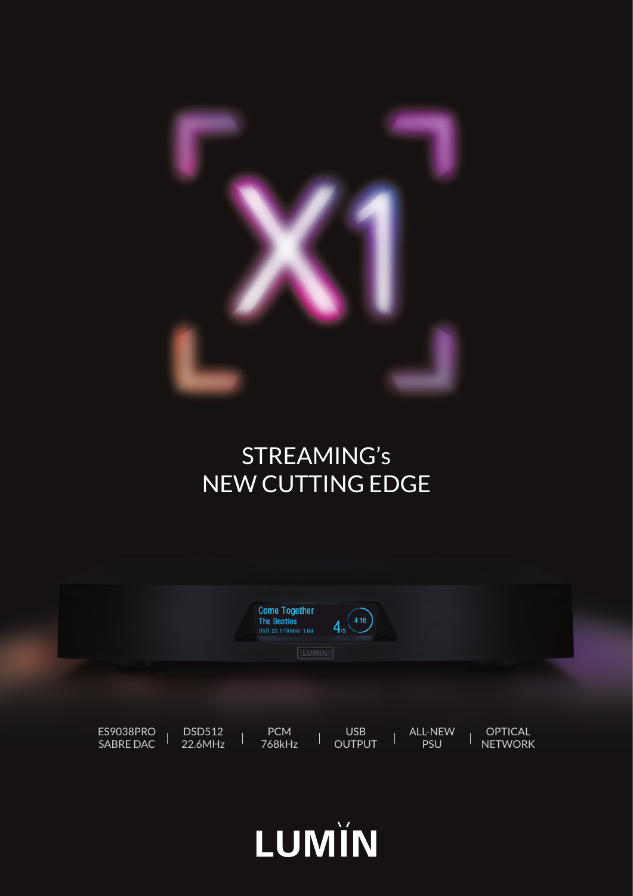# X1

## STREAMING's NEW CUTTING EDGE

ES9038PRO SABRE DAC | DSD512 22.6MHz | PCM 768kHz | USB OUTPUT | ALL-NEW PSU | OPTICAL NETWORK

LUMIN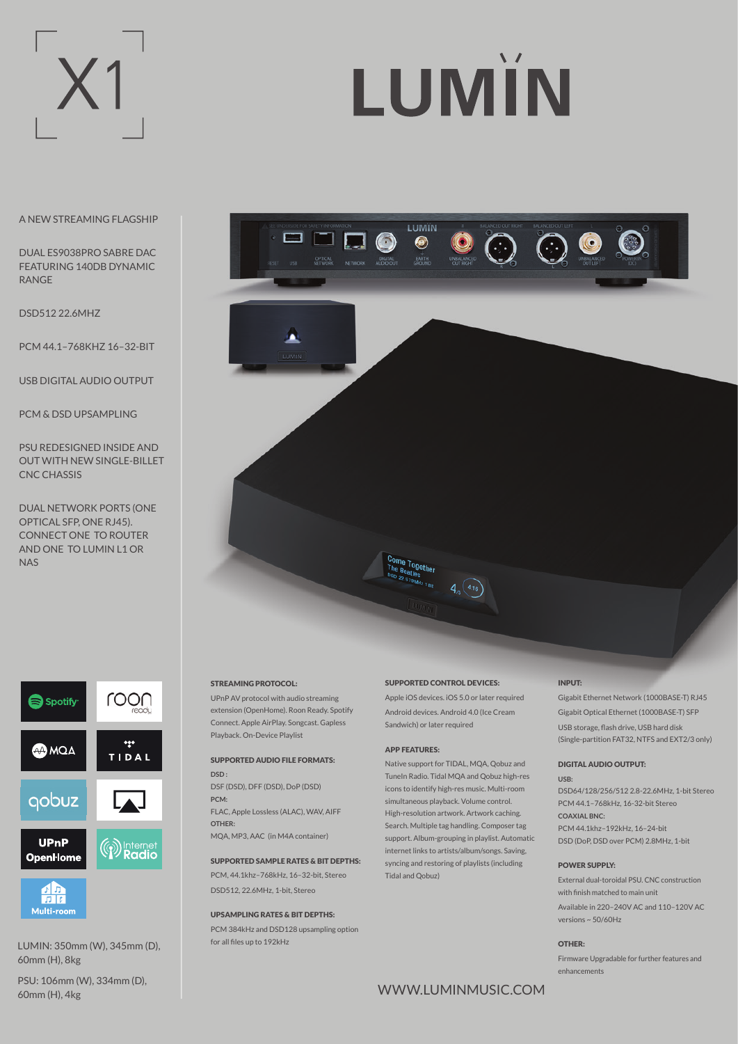# X1

# LUMIN

A NEW STREAMING FLAGSHIP

DUAL ES9038PRO SABRE DAC FEATURING 140DB DYNAMIC RANGE

DSD512 22.6MHZ

PCM 44.1–768KHZ 16–32-BIT

USB DIGITAL AUDIO OUTPUT

PCM & DSD UPSAMPLING

PSU REDESIGNED INSIDE AND OUT WITH NEW SINGLE-BILLET CNC CHASSIS

DUAL NETWORK PORTS (ONE OPTICAL SFP, ONE RJ45). CONNECT ONE TO ROUTER AND ONE TO LUMIN L1 OR NAS

LUMIN: 350mm (W), 345mm (D), 60mm (H), 8kg

PSU: 106mm (W), 334mm (D), 60mm (H), 4kg

**STREAMING PROTOCOL:**

UPnP AV protocol with audio streaming extension (OpenHome). Roon Ready. Spotify Connect. Apple AirPlay. Songcast. Gapless Playback. On-Device Playlist

**SUPPORTED AUDIO FILE FORMATS:**

**DSD :**
DSF (DSD), DFF (DSD), DoP (DSD)
**PCM:**
FLAC, Apple Lossless (ALAC), WAV, AIFF
**OTHER:**
MQA, MP3, AAC (in M4A container)

**SUPPORTED SAMPLE RATES & BIT DEPTHS:**

PCM, 44.1kHz–768kHz, 16–32-bit, Stereo

DSD512, 22.6MHz, 1-bit, Stereo

**UPSAMPLING RATES & BIT DEPTHS:**

PCM 384kHz and DSD128 upsampling option for all files up to 192kHz

**SUPPORTED CONTROL DEVICES:**

Apple iOS devices. iOS 5.0 or later required

Android devices. Android 4.0 (Ice Cream Sandwich) or later required

**APP FEATURES:**

Native support for TIDAL, MQA, Qobuz and TuneIn Radio. Tidal MQA and Qobuz high-res icons to identify high-res music. Multi-room simultaneous playback. Volume control. High-resolution artwork. Artwork caching. Search. Multiple tag handling. Composer tag support. Album-grouping in playlist. Automatic internet links to artists/album/songs. Saving, syncing and restoring of playlists (including Tidal and Qobuz)

**INPUT:**

Gigabit Ethernet Network (1000BASE-T) RJ45

Gigabit Optical Ethernet (1000BASE-T) SFP

USB storage, flash drive, USB hard disk (Single-partition FAT32, NTFS and EXT2/3 only)

**DIGITAL AUDIO OUTPUT:**

**USB:**
DSD64/128/256/512 2.8-22.6MHz, 1-bit Stereo
PCM 44.1–768kHz, 16-32-bit Stereo
**COAXIAL BNC:**
PCM 44.1kHz–192kHz, 16–24-bit
DSD (DoP, DSD over PCM) 2.8MHz, 1-bit

**POWER SUPPLY:**

External dual-toroidal PSU. CNC construction with finish matched to main unit

Available in 220–240V AC and 110–120V AC versions ~ 50/60Hz

**OTHER:**

Firmware Upgradable for further features and enhancements

WWW.LUMINMUSIC.COM